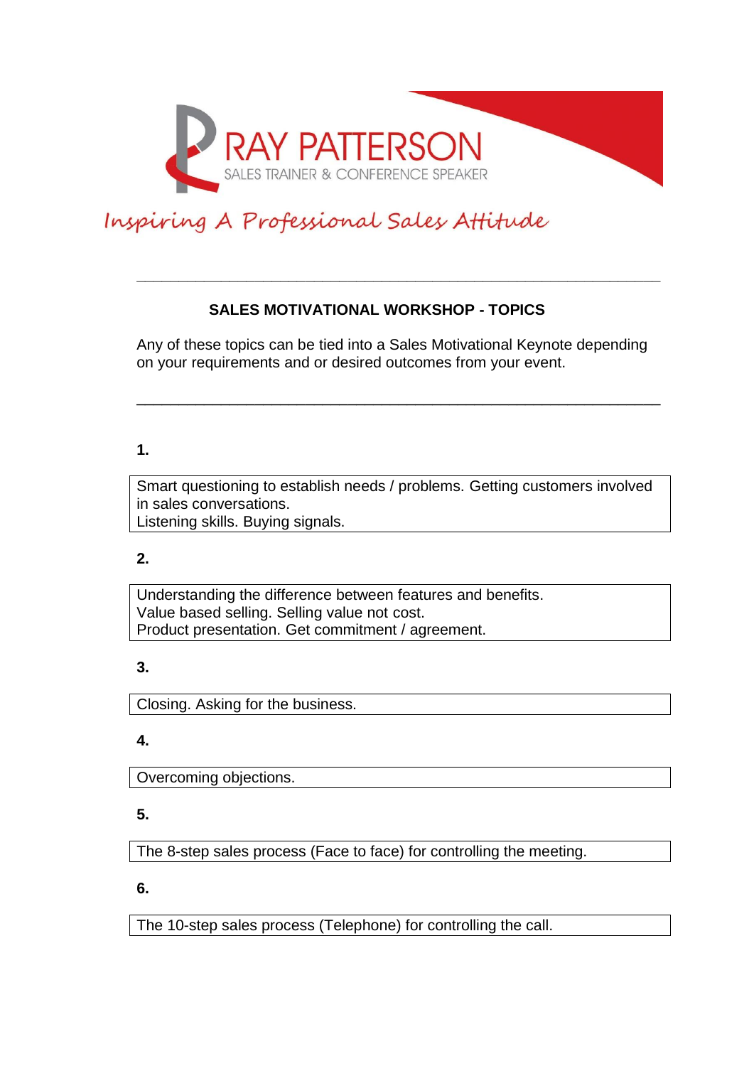RAY PATTERSON

SALES TRAINER & CONFERENCE SPEAKER

*Inspiring A Professional Sales Attitude*

---

## SALES MOTIVATIONAL WORKSHOP - TOPICS

Any of these topics can be tied into a Sales Motivational Keynote depending on your requirements and or desired outcomes from your event.

---

**1.**

Smart questioning to establish needs / problems. Getting customers involved in sales conversations.
Listening skills. Buying signals.

**2.**

Understanding the difference between features and benefits.
Value based selling. Selling value not cost.
Product presentation. Get commitment / agreement.

**3.**

Closing. Asking for the business.

**4.**

Overcoming objections.

**5.**

The 8-step sales process (Face to face) for controlling the meeting.

**6.**

The 10-step sales process (Telephone) for controlling the call.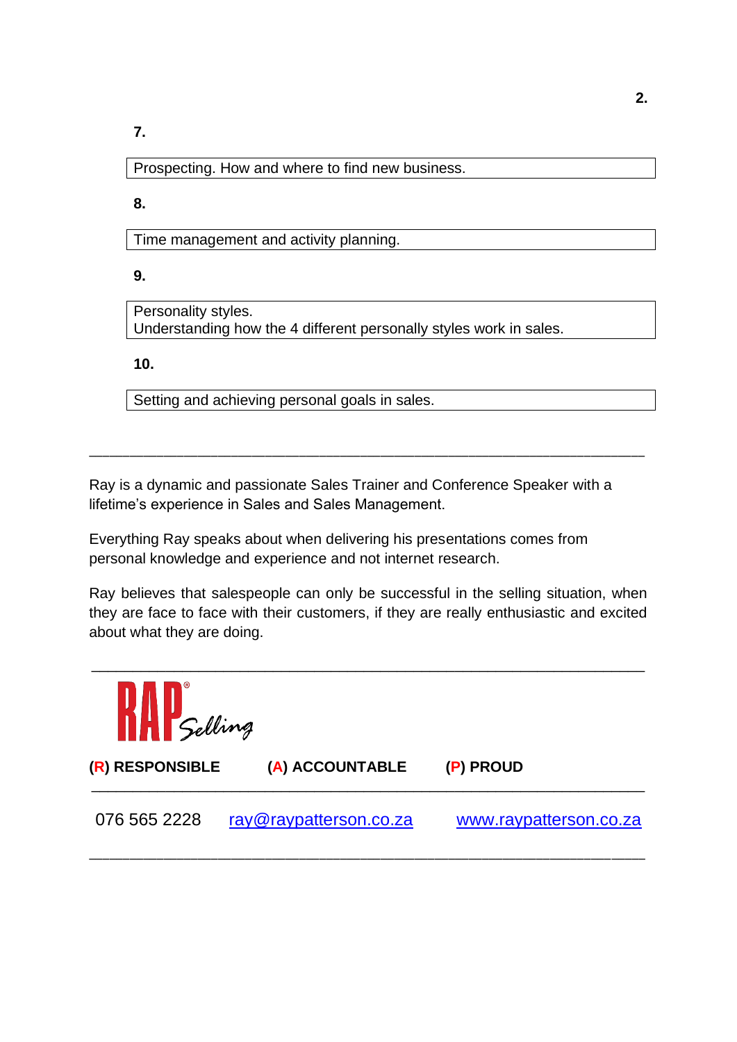**7.**

Prospecting. How and where to find new business.

**8.**

Time management and activity planning.

**9.**

Personality styles.
Understanding how the 4 different personally styles work in sales.

**10.**

Setting and achieving personal goals in sales.

---

Ray is a dynamic and passionate Sales Trainer and Conference Speaker with a lifetime's experience in Sales and Sales Management.

Everything Ray speaks about when delivering his presentations comes from personal knowledge and experience and not internet research.

Ray believes that salespeople can only be successful in the selling situation, when they are face to face with their customers, if they are really enthusiastic and excited about what they are doing.

---

RAP® Selling

**(R) RESPONSIBLE** **(A) ACCOUNTABLE** **(P) PROUD**

---

076 565 2228 ray@raypatterson.co.za www.raypatterson.co.za

---